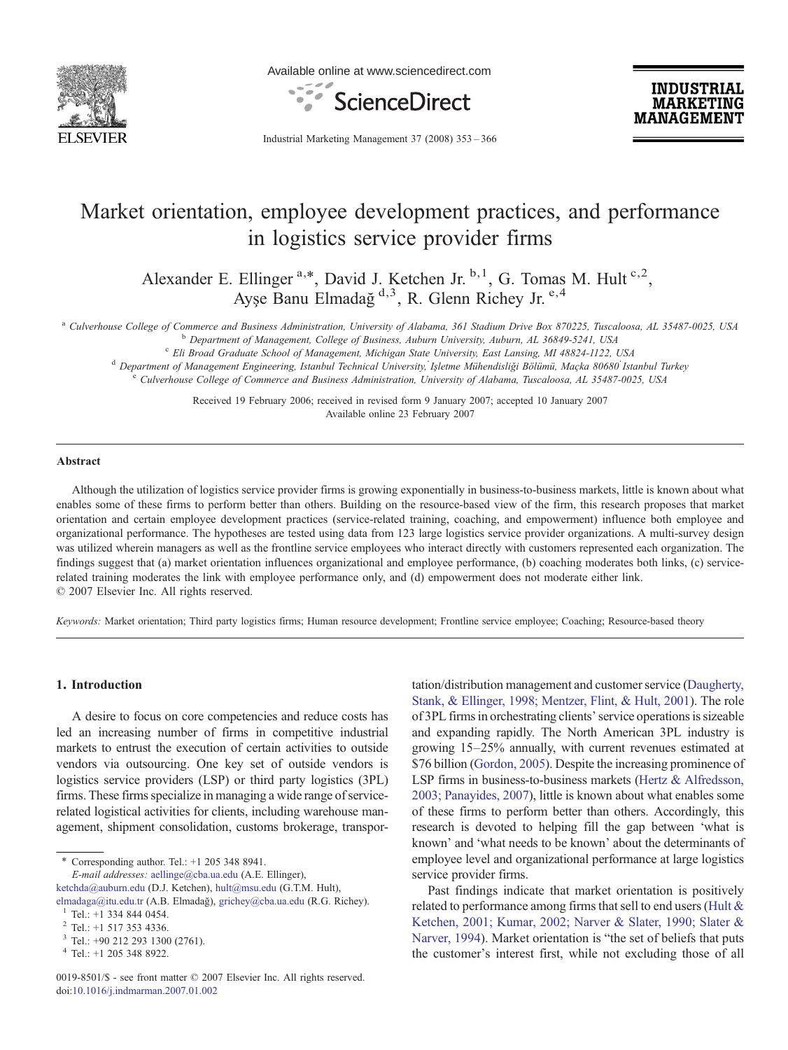# Market orientation, employee development practices, and performance in logistics service provider firms

Alexander E. Ellinger [a,*], David J. Ketchen Jr. [b,1], G. Tomas M. Hult [c,2], Ayşe Banu Elmadağ [d,3], R. Glenn Richey Jr. [e,4]

[a] Culverhouse College of Commerce and Business Administration, University of Alabama, 361 Stadium Drive Box 870225, Tuscaloosa, AL 35487-0025, USA

[b] Department of Management, College of Business, Auburn University, Auburn, AL 36849-5241, USA

[c] Eli Broad Graduate School of Management, Michigan State University, East Lansing, MI 48824-1122, USA

[d] Department of Management Engineering, Istanbul Technical University, İşletme Mühendisliği Bölümü, Maçka 80680 İstanbul Turkey

[e] Culverhouse College of Commerce and Business Administration, University of Alabama, Tuscaloosa, AL 35487-0025, USA

Received 19 February 2006; received in revised form 9 January 2007; accepted 10 January 2007
Available online 23 February 2007

## Abstract

Although the utilization of logistics service provider firms is growing exponentially in business-to-business markets, little is known about what enables some of these firms to perform better than others. Building on the resource-based view of the firm, this research proposes that market orientation and certain employee development practices (service-related training, coaching, and empowerment) influence both employee and organizational performance. The hypotheses are tested using data from 123 large logistics service provider organizations. A multi-survey design was utilized wherein managers as well as the frontline service employees who interact directly with customers represented each organization. The findings suggest that (a) market orientation influences organizational and employee performance, (b) coaching moderates both links, (c) service-related training moderates the link with employee performance only, and (d) empowerment does not moderate either link.
© 2007 Elsevier Inc. All rights reserved.

*Keywords:* Market orientation; Third party logistics firms; Human resource development; Frontline service employee; Coaching; Resource-based theory

## 1. Introduction

A desire to focus on core competencies and reduce costs has led an increasing number of firms in competitive industrial markets to entrust the execution of certain activities to outside vendors via outsourcing. One key set of outside vendors is logistics service providers (LSP) or third party logistics (3PL) firms. These firms specialize in managing a wide range of service-related logistical activities for clients, including warehouse management, shipment consolidation, customs brokerage, transportation/distribution management and customer service (Daugherty, Stank, & Ellinger, 1998; Mentzer, Flint, & Hult, 2001). The role of 3PL firms in orchestrating clients' service operations is sizeable and expanding rapidly. The North American 3PL industry is growing 15–25% annually, with current revenues estimated at \$76 billion (Gordon, 2005). Despite the increasing prominence of LSP firms in business-to-business markets (Hertz & Alfredsson, 2003; Panayides, 2007), little is known about what enables some of these firms to perform better than others. Accordingly, this research is devoted to helping fill the gap between 'what is known' and 'what needs to be known' about the determinants of employee level and organizational performance at large logistics service provider firms.

Past findings indicate that market orientation is positively related to performance among firms that sell to end users (Hult & Ketchen, 2001; Kumar, 2002; Narver & Slater, 1990; Slater & Narver, 1994). Market orientation is "the set of beliefs that puts the customer's interest first, while not excluding those of all

\* Corresponding author. Tel.: +1 205 348 8941.
*E-mail addresses:* aellinge@cba.ua.edu (A.E. Ellinger), ketchda@auburn.edu (D.J. Ketchen), hult@msu.edu (G.T.M. Hult), elmadaga@itu.edu.tr (A.B. Elmadağ), grichey@cba.ua.edu (R.G. Richey).
[1] Tel.: +1 334 844 0454.
[2] Tel.: +1 517 353 4336.
[3] Tel.: +90 212 293 1300 (2761).
[4] Tel.: +1 205 348 8922.

0019-8501/\$ - see front matter © 2007 Elsevier Inc. All rights reserved.
doi:10.1016/j.indmarman.2007.01.002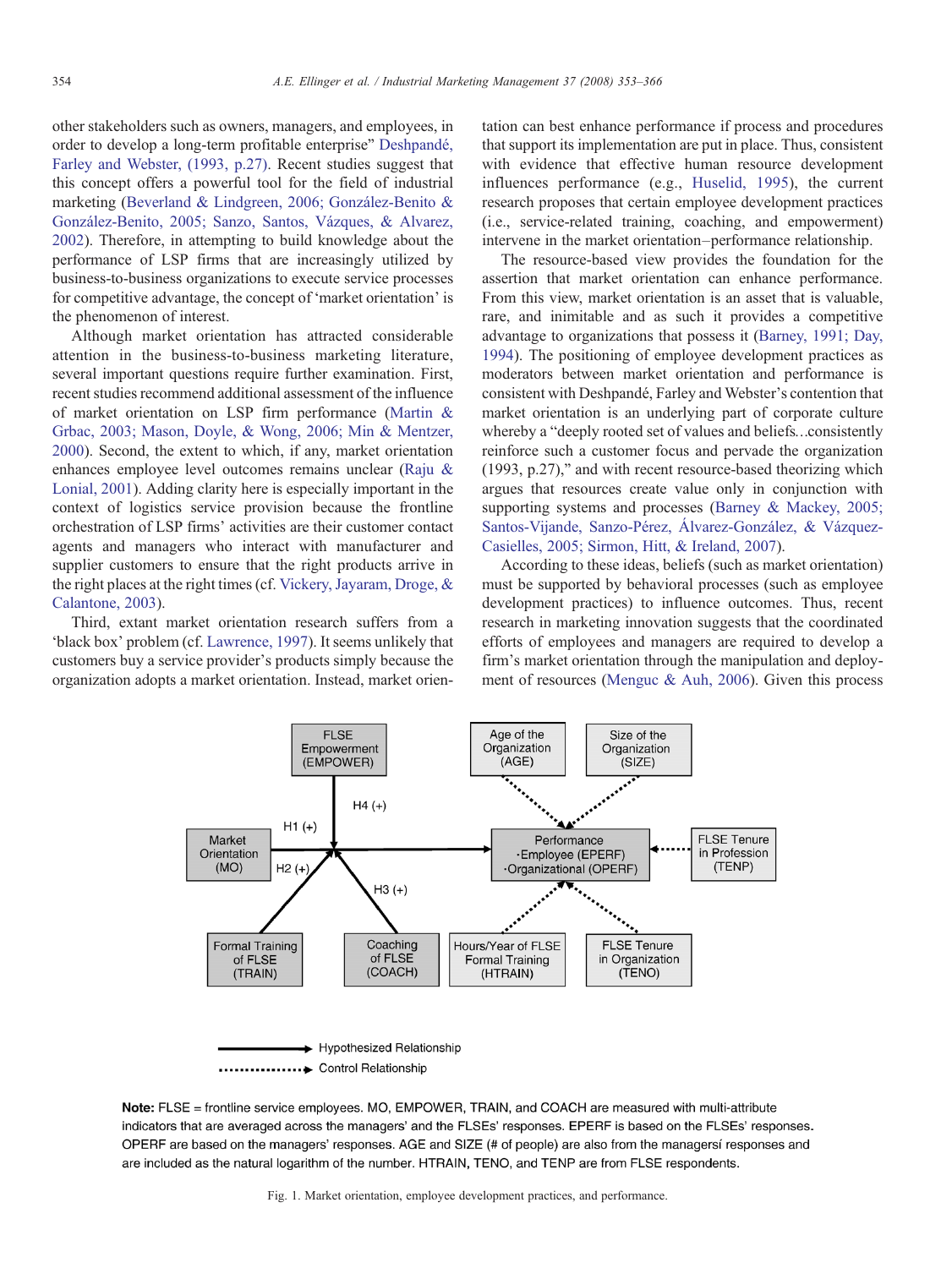other stakeholders such as owners, managers, and employees, in order to develop a long-term profitable enterprise" Deshpandé, Farley and Webster, (1993, p.27). Recent studies suggest that this concept offers a powerful tool for the field of industrial marketing (Beverland & Lindgreen, 2006; González-Benito & González-Benito, 2005; Sanzo, Santos, Vázques, & Alvarez, 2002). Therefore, in attempting to build knowledge about the performance of LSP firms that are increasingly utilized by business-to-business organizations to execute service processes for competitive advantage, the concept of 'market orientation' is the phenomenon of interest.

Although market orientation has attracted considerable attention in the business-to-business marketing literature, several important questions require further examination. First, recent studies recommend additional assessment of the influence of market orientation on LSP firm performance (Martin & Grbac, 2003; Mason, Doyle, & Wong, 2006; Min & Mentzer, 2000). Second, the extent to which, if any, market orientation enhances employee level outcomes remains unclear (Raju & Lonial, 2001). Adding clarity here is especially important in the context of logistics service provision because the frontline orchestration of LSP firms' activities are their customer contact agents and managers who interact with manufacturer and supplier customers to ensure that the right products arrive in the right places at the right times (cf. Vickery, Jayaram, Droge, & Calantone, 2003).

Third, extant market orientation research suffers from a 'black box' problem (cf. Lawrence, 1997). It seems unlikely that customers buy a service provider's products simply because the organization adopts a market orientation. Instead, market orientation can best enhance performance if process and procedures that support its implementation are put in place. Thus, consistent with evidence that effective human resource development influences performance (e.g., Huselid, 1995), the current research proposes that certain employee development practices (i.e., service-related training, coaching, and empowerment) intervene in the market orientation–performance relationship.

The resource-based view provides the foundation for the assertion that market orientation can enhance performance. From this view, market orientation is an asset that is valuable, rare, and inimitable and as such it provides a competitive advantage to organizations that possess it (Barney, 1991; Day, 1994). The positioning of employee development practices as moderators between market orientation and performance is consistent with Deshpandé, Farley and Webster's contention that market orientation is an underlying part of corporate culture whereby a "deeply rooted set of values and beliefs…consistently reinforce such a customer focus and pervade the organization (1993, p.27)," and with recent resource-based theorizing which argues that resources create value only in conjunction with supporting systems and processes (Barney & Mackey, 2005; Santos-Vijande, Sanzo-Pérez, Álvarez-González, & Vázquez-Casielles, 2005; Sirmon, Hitt, & Ireland, 2007).

According to these ideas, beliefs (such as market orientation) must be supported by behavioral processes (such as employee development practices) to influence outcomes. Thus, recent research in marketing innovation suggests that the coordinated efforts of employees and managers are required to develop a firm's market orientation through the manipulation and deployment of resources (Menguc & Auh, 2006). Given this process

FLSE Empowerment (EMPOWER); Age of the Organization (AGE); Size of the Organization (SIZE); Market Orientation (MO); Performance ·Employee (EPERF) ·Organizational (OPERF); FLSE Tenure in Profession (TENP); Formal Training of FLSE (TRAIN); Coaching of FLSE (COACH); Hours/Year of FLSE Formal Training (HTRAIN); FLSE Tenure in Organization (TENO); H1 (+); H2 (+); H3 (+); H4 (+)

Hypothesized Relationship

Control Relationship

**Note:** FLSE = frontline service employees. MO, EMPOWER, TRAIN, and COACH are measured with multi-attribute indicators that are averaged across the managers' and the FLSEs' responses. EPERF is based on the FLSEs' responses. OPERF are based on the managers' responses. AGE and SIZE (# of people) are also from the managersí responses and are included as the natural logarithm of the number. HTRAIN, TENO, and TENP are from FLSE respondents.

Fig. 1. Market orientation, employee development practices, and performance.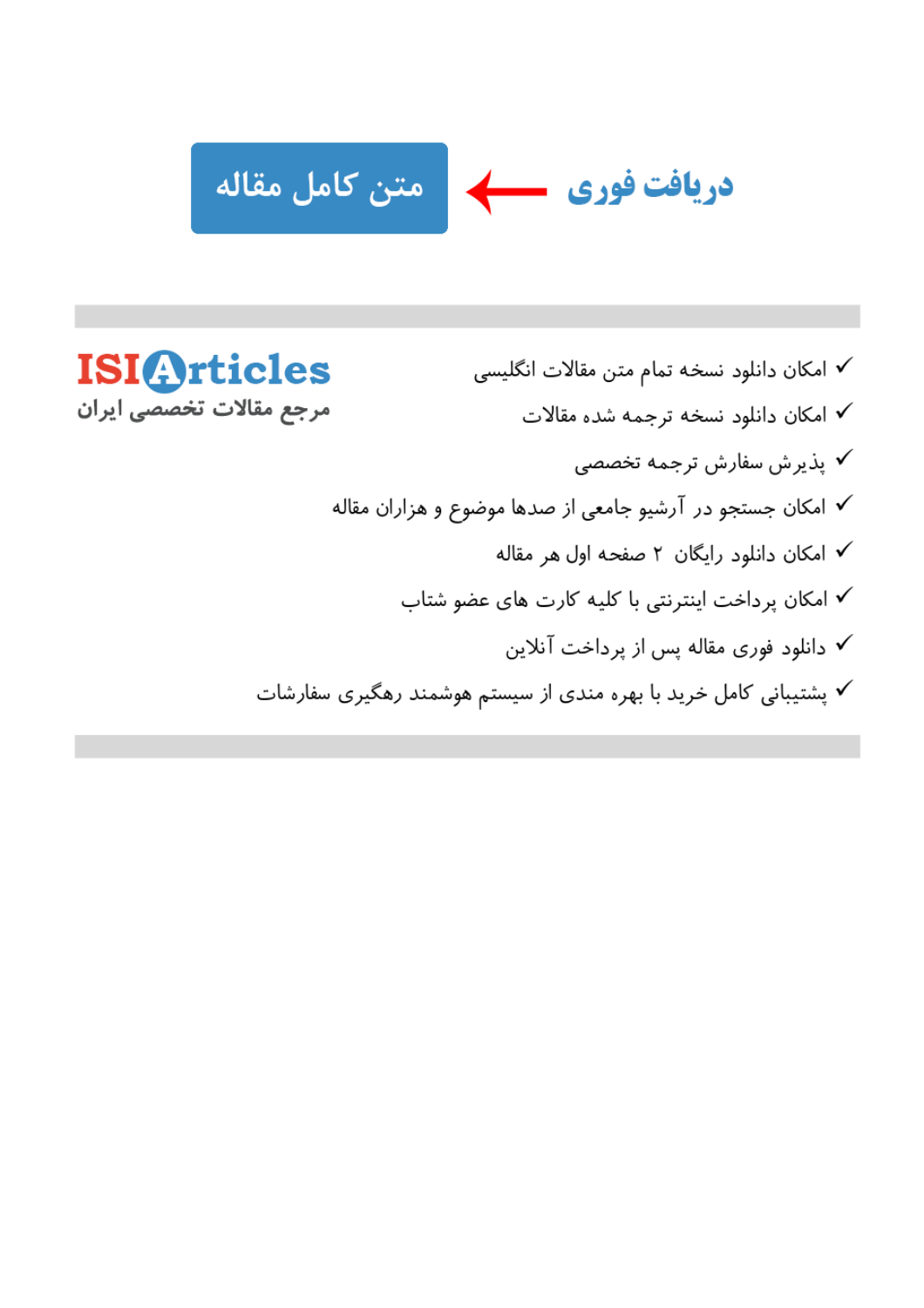دریافت فوری ← متن کامل مقاله

ISIArticles
مرجع مقالات تخصصی ایران

- ✓ امکان دانلود نسخه تمام متن مقالات انگلیسی
- ✓ امکان دانلود نسخه ترجمه شده مقالات
- ✓ پذیرش سفارش ترجمه تخصصی
- ✓ امکان جستجو در آرشیو جامعی از صدها موضوع و هزاران مقاله
- ✓ امکان دانلود رایگان ۲ صفحه اول هر مقاله
- ✓ امکان پرداخت اینترنتی با کلیه کارت های عضو شتاب
- ✓ دانلود فوری مقاله پس از پرداخت آنلاین
- ✓ پشتیبانی کامل خرید با بهره مندی از سیستم هوشمند رهگیری سفارشات